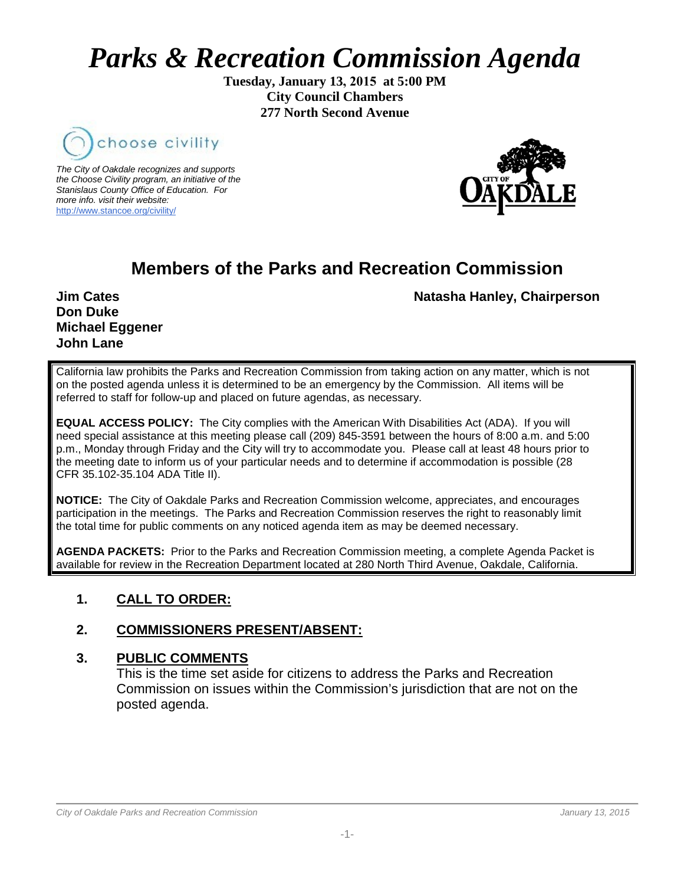# *Parks & Recreation Commission Agenda*

**Tuesday, January 13, 2015 at 5:00 PM**
**City Council Chambers**
**277 North Second Avenue**

choose civility

*The City of Oakdale recognizes and supports the Choose Civility program, an initiative of the Stanislaus County Office of Education. For more info. visit their website:* http://www.stancoe.org/civility/

## Members of the Parks and Recreation Commission

**Jim Cates**
**Don Duke**
**Michael Eggener**
**John Lane**

**Natasha Hanley, Chairperson**

California law prohibits the Parks and Recreation Commission from taking action on any matter, which is not on the posted agenda unless it is determined to be an emergency by the Commission. All items will be referred to staff for follow-up and placed on future agendas, as necessary.

**EQUAL ACCESS POLICY:** The City complies with the American With Disabilities Act (ADA). If you will need special assistance at this meeting please call (209) 845-3591 between the hours of 8:00 a.m. and 5:00 p.m., Monday through Friday and the City will try to accommodate you. Please call at least 48 hours prior to the meeting date to inform us of your particular needs and to determine if accommodation is possible (28 CFR 35.102-35.104 ADA Title II).

**NOTICE:** The City of Oakdale Parks and Recreation Commission welcome, appreciates, and encourages participation in the meetings. The Parks and Recreation Commission reserves the right to reasonably limit the total time for public comments on any noticed agenda item as may be deemed necessary.

**AGENDA PACKETS:** Prior to the Parks and Recreation Commission meeting, a complete Agenda Packet is available for review in the Recreation Department located at 280 North Third Avenue, Oakdale, California.

1. **CALL TO ORDER:**

2. **COMMISSIONERS PRESENT/ABSENT:**

3. **PUBLIC COMMENTS**
   This is the time set aside for citizens to address the Parks and Recreation Commission on issues within the Commission's jurisdiction that are not on the posted agenda.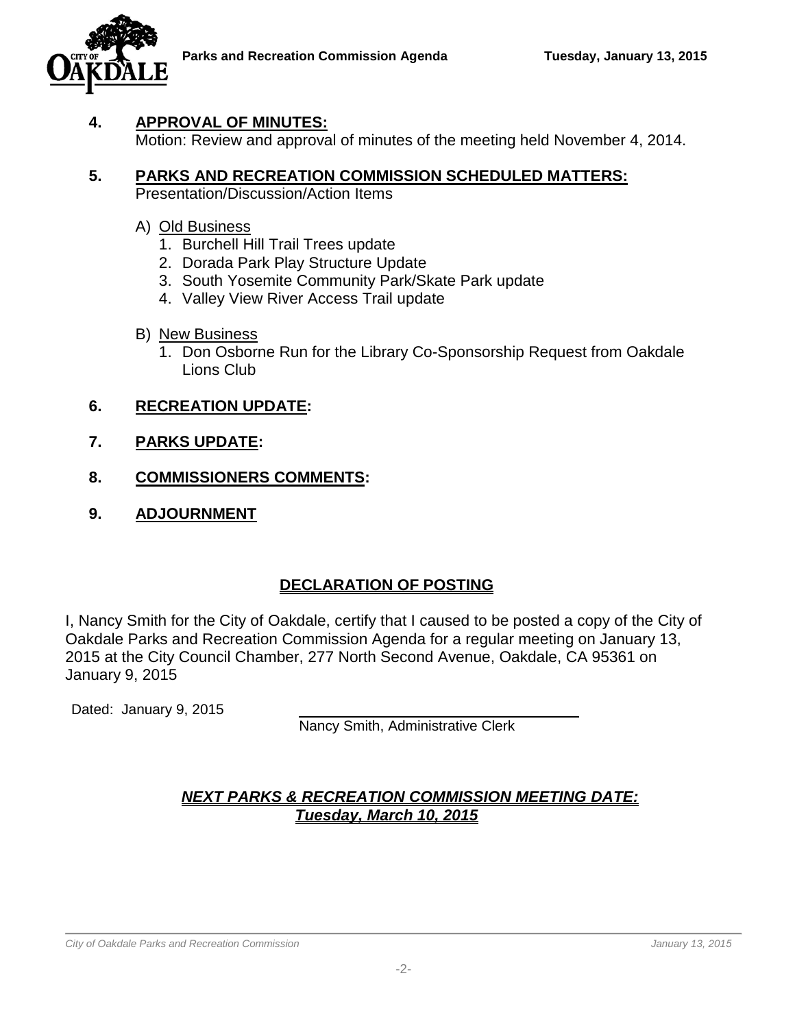**4. APPROVAL OF MINUTES:**

Motion: Review and approval of minutes of the meeting held November 4, 2014.

**5. PARKS AND RECREATION COMMISSION SCHEDULED MATTERS:**

Presentation/Discussion/Action Items

A) Old Business

1. Burchell Hill Trail Trees update
2. Dorada Park Play Structure Update
3. South Yosemite Community Park/Skate Park update
4. Valley View River Access Trail update

B) New Business

1. Don Osborne Run for the Library Co-Sponsorship Request from Oakdale Lions Club

**6. RECREATION UPDATE:**

**7. PARKS UPDATE:**

**8. COMMISSIONERS COMMENTS:**

**9. ADJOURNMENT**

## DECLARATION OF POSTING

I, Nancy Smith for the City of Oakdale, certify that I caused to be posted a copy of the City of Oakdale Parks and Recreation Commission Agenda for a regular meeting on January 13, 2015 at the City Council Chamber, 277 North Second Avenue, Oakdale, CA 95361 on January 9, 2015

Dated: January 9, 2015

Nancy Smith, Administrative Clerk

***NEXT PARKS & RECREATION COMMISSION MEETING DATE:***
***Tuesday, March 10, 2015***